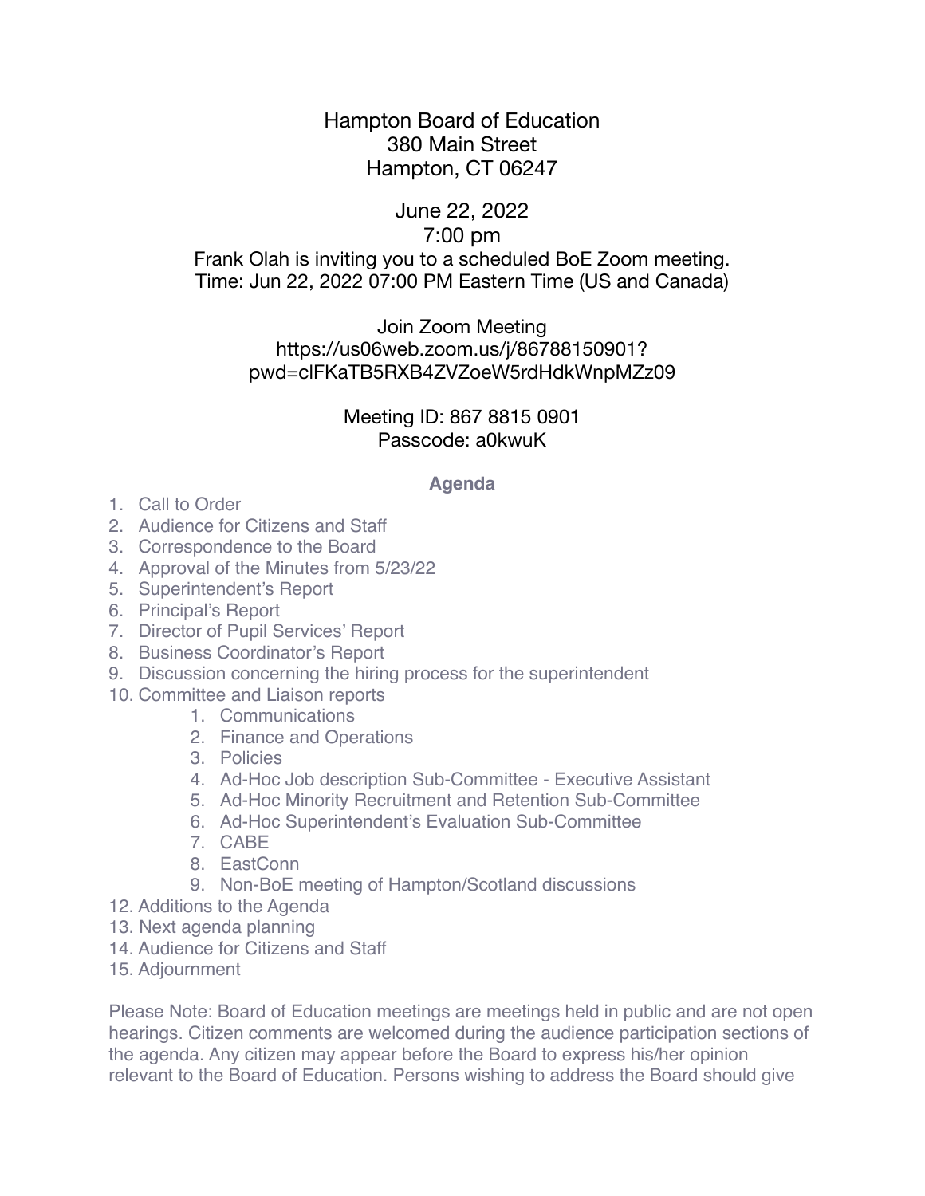Hampton Board of Education
380 Main Street
Hampton, CT 06247

June 22, 2022
7:00 pm
Frank Olah is inviting you to a scheduled BoE Zoom meeting.
Time: Jun 22, 2022 07:00 PM Eastern Time (US and Canada)

Join Zoom Meeting
https://us06web.zoom.us/j/86788150901?pwd=clFKaTB5RXB4ZVZoeW5rdHdkWnpMZz09

Meeting ID: 867 8815 0901
Passcode: a0kwuK

## Agenda

1. Call to Order
2. Audience for Citizens and Staff
3. Correspondence to the Board
4. Approval of the Minutes from 5/23/22
5. Superintendent's Report
6. Principal's Report
7. Director of Pupil Services' Report
8. Business Coordinator's Report
9. Discussion concerning the hiring process for the superintendent
10. Committee and Liaison reports
    1. Communications
    2. Finance and Operations
    3. Policies
    4. Ad-Hoc Job description Sub-Committee - Executive Assistant
    5. Ad-Hoc Minority Recruitment and Retention Sub-Committee
    6. Ad-Hoc Superintendent's Evaluation Sub-Committee
    7. CABE
    8. EastConn
    9. Non-BoE meeting of Hampton/Scotland discussions

12. Additions to the Agenda
13. Next agenda planning
14. Audience for Citizens and Staff
15. Adjournment

Please Note: Board of Education meetings are meetings held in public and are not open hearings. Citizen comments are welcomed during the audience participation sections of the agenda. Any citizen may appear before the Board to express his/her opinion relevant to the Board of Education. Persons wishing to address the Board should give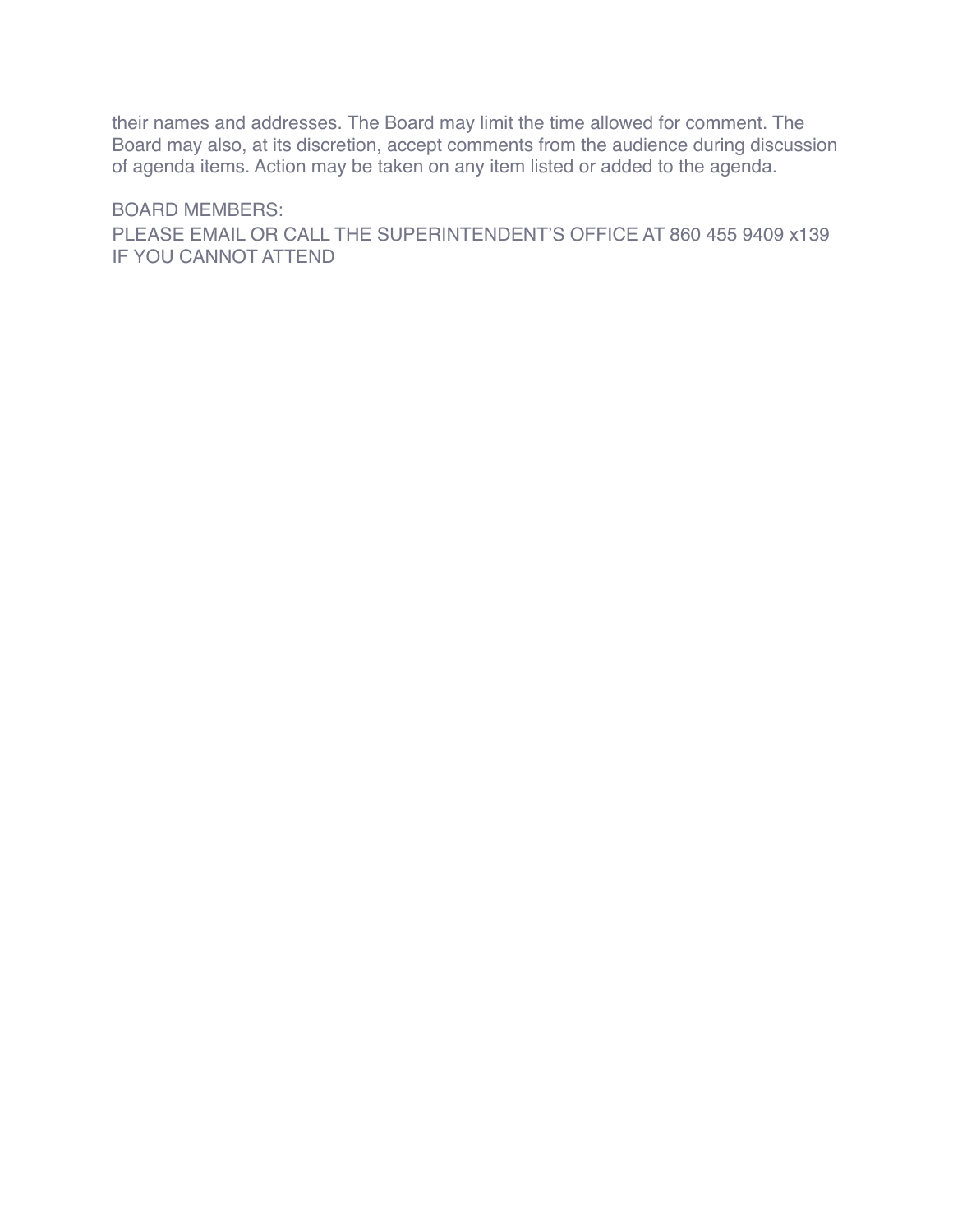their names and addresses. The Board may limit the time allowed for comment. The Board may also, at its discretion, accept comments from the audience during discussion of agenda items. Action may be taken on any item listed or added to the agenda.

BOARD MEMBERS:
PLEASE EMAIL OR CALL THE SUPERINTENDENT'S OFFICE AT 860 455 9409 x139 IF YOU CANNOT ATTEND